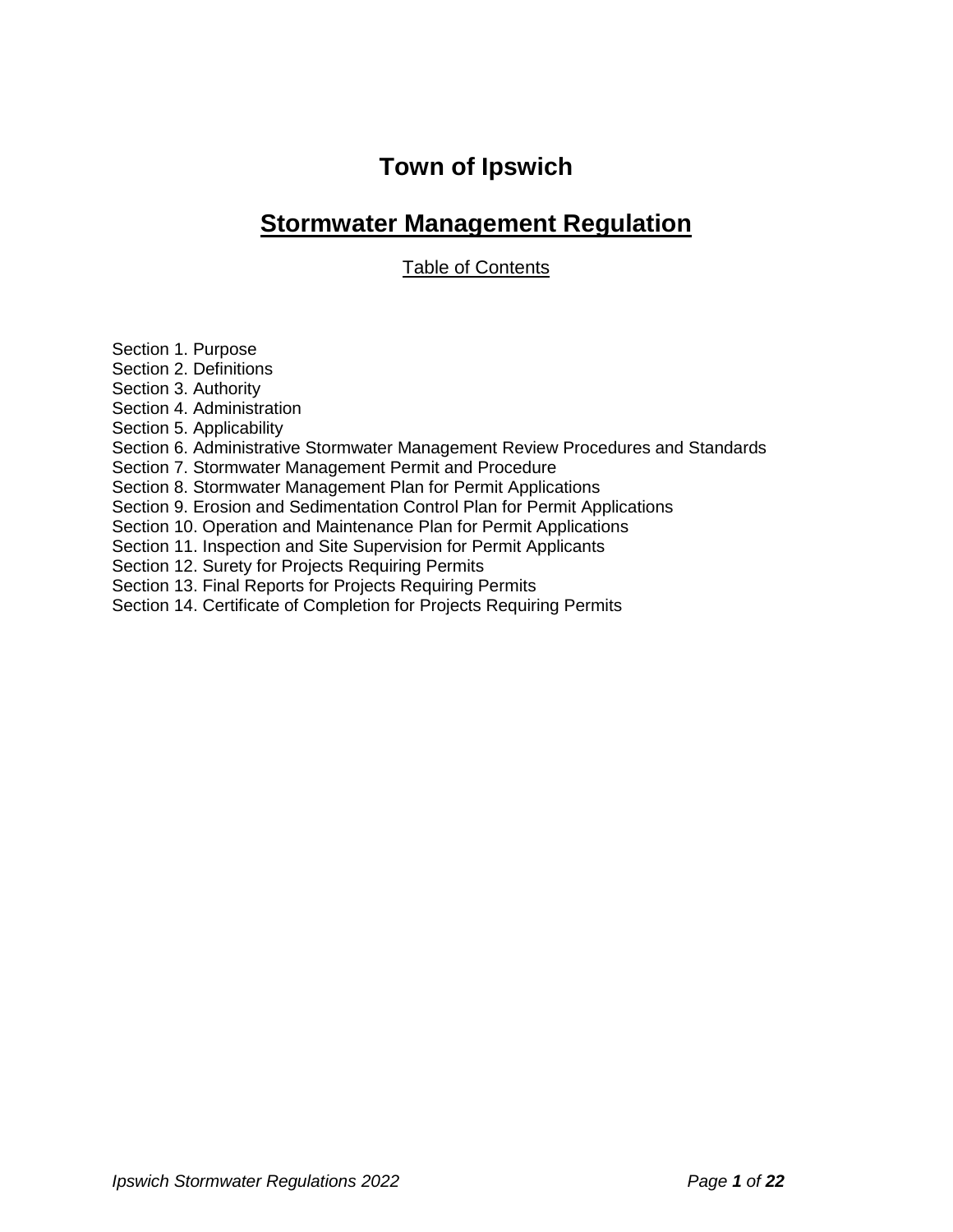# Town of Ipswich

## Stormwater Management Regulation

Table of Contents

Section 1. Purpose
Section 2. Definitions
Section 3. Authority
Section 4. Administration
Section 5. Applicability
Section 6. Administrative Stormwater Management Review Procedures and Standards
Section 7. Stormwater Management Permit and Procedure
Section 8. Stormwater Management Plan for Permit Applications
Section 9. Erosion and Sedimentation Control Plan for Permit Applications
Section 10. Operation and Maintenance Plan for Permit Applications
Section 11. Inspection and Site Supervision for Permit Applicants
Section 12. Surety for Projects Requiring Permits
Section 13. Final Reports for Projects Requiring Permits
Section 14. Certificate of Completion for Projects Requiring Permits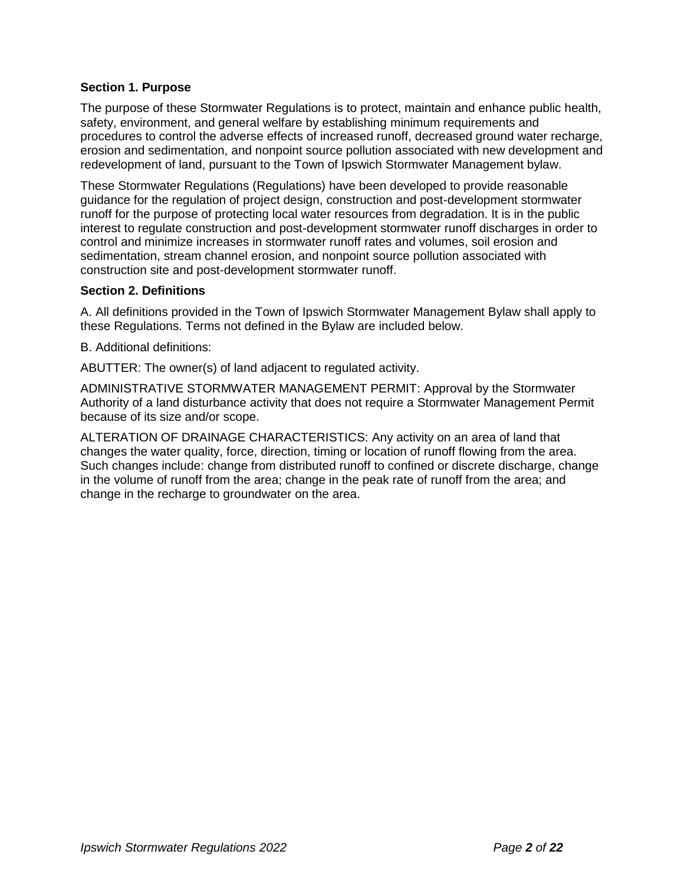### Section 1. Purpose

The purpose of these Stormwater Regulations is to protect, maintain and enhance public health, safety, environment, and general welfare by establishing minimum requirements and procedures to control the adverse effects of increased runoff, decreased ground water recharge, erosion and sedimentation, and nonpoint source pollution associated with new development and redevelopment of land, pursuant to the Town of Ipswich Stormwater Management bylaw.

These Stormwater Regulations (Regulations) have been developed to provide reasonable guidance for the regulation of project design, construction and post-development stormwater runoff for the purpose of protecting local water resources from degradation. It is in the public interest to regulate construction and post-development stormwater runoff discharges in order to control and minimize increases in stormwater runoff rates and volumes, soil erosion and sedimentation, stream channel erosion, and nonpoint source pollution associated with construction site and post-development stormwater runoff.

### Section 2. Definitions

A. All definitions provided in the Town of Ipswich Stormwater Management Bylaw shall apply to these Regulations. Terms not defined in the Bylaw are included below.

B. Additional definitions:

ABUTTER: The owner(s) of land adjacent to regulated activity.

ADMINISTRATIVE STORMWATER MANAGEMENT PERMIT: Approval by the Stormwater Authority of a land disturbance activity that does not require a Stormwater Management Permit because of its size and/or scope.

ALTERATION OF DRAINAGE CHARACTERISTICS: Any activity on an area of land that changes the water quality, force, direction, timing or location of runoff flowing from the area. Such changes include: change from distributed runoff to confined or discrete discharge, change in the volume of runoff from the area; change in the peak rate of runoff from the area; and change in the recharge to groundwater on the area.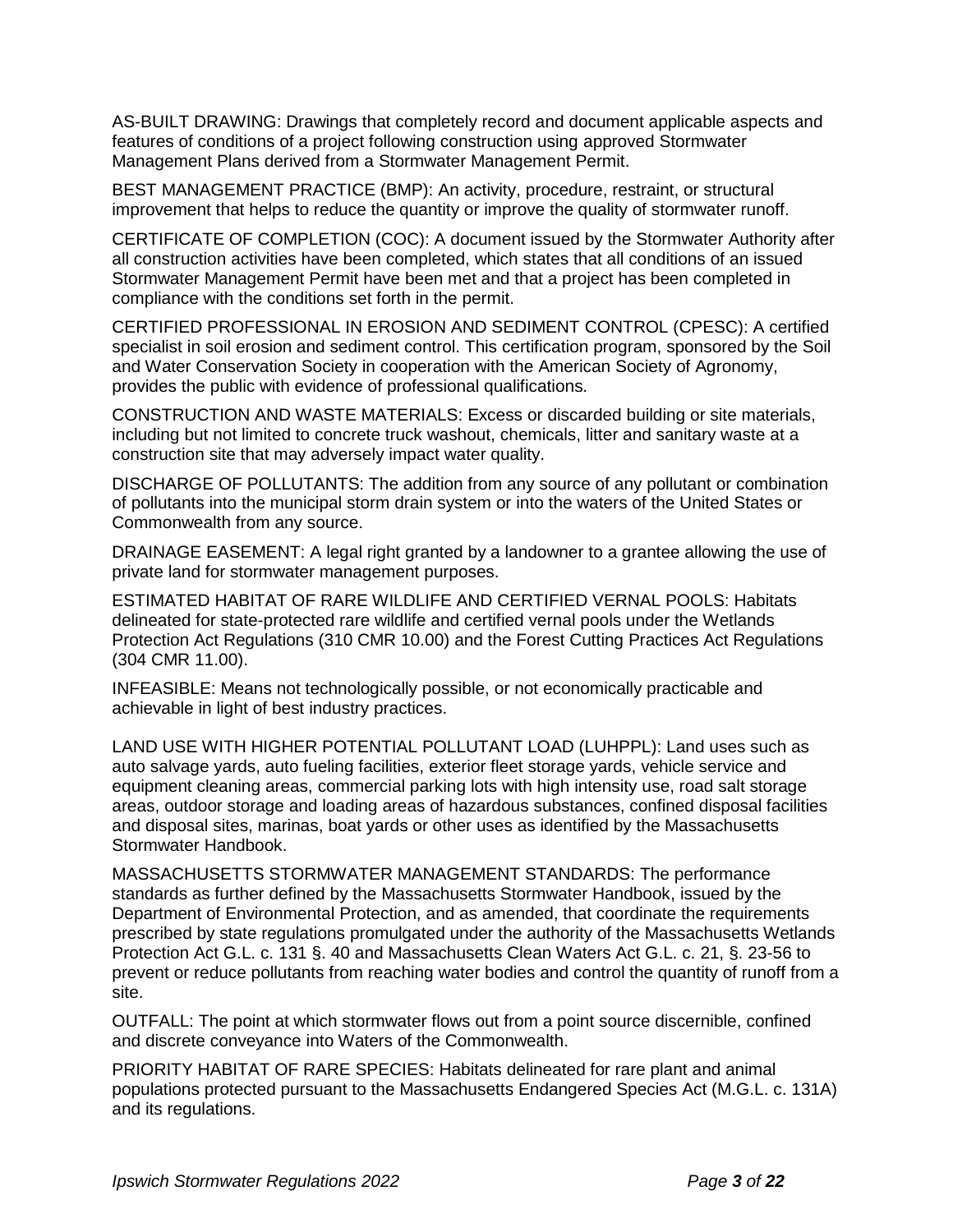AS-BUILT DRAWING: Drawings that completely record and document applicable aspects and features of conditions of a project following construction using approved Stormwater Management Plans derived from a Stormwater Management Permit.

BEST MANAGEMENT PRACTICE (BMP): An activity, procedure, restraint, or structural improvement that helps to reduce the quantity or improve the quality of stormwater runoff.

CERTIFICATE OF COMPLETION (COC): A document issued by the Stormwater Authority after all construction activities have been completed, which states that all conditions of an issued Stormwater Management Permit have been met and that a project has been completed in compliance with the conditions set forth in the permit.

CERTIFIED PROFESSIONAL IN EROSION AND SEDIMENT CONTROL (CPESC): A certified specialist in soil erosion and sediment control. This certification program, sponsored by the Soil and Water Conservation Society in cooperation with the American Society of Agronomy, provides the public with evidence of professional qualifications.

CONSTRUCTION AND WASTE MATERIALS: Excess or discarded building or site materials, including but not limited to concrete truck washout, chemicals, litter and sanitary waste at a construction site that may adversely impact water quality.

DISCHARGE OF POLLUTANTS: The addition from any source of any pollutant or combination of pollutants into the municipal storm drain system or into the waters of the United States or Commonwealth from any source.

DRAINAGE EASEMENT: A legal right granted by a landowner to a grantee allowing the use of private land for stormwater management purposes.

ESTIMATED HABITAT OF RARE WILDLIFE AND CERTIFIED VERNAL POOLS: Habitats delineated for state-protected rare wildlife and certified vernal pools under the Wetlands Protection Act Regulations (310 CMR 10.00) and the Forest Cutting Practices Act Regulations (304 CMR 11.00).

INFEASIBLE: Means not technologically possible, or not economically practicable and achievable in light of best industry practices.

LAND USE WITH HIGHER POTENTIAL POLLUTANT LOAD (LUHPPL): Land uses such as auto salvage yards, auto fueling facilities, exterior fleet storage yards, vehicle service and equipment cleaning areas, commercial parking lots with high intensity use, road salt storage areas, outdoor storage and loading areas of hazardous substances, confined disposal facilities and disposal sites, marinas, boat yards or other uses as identified by the Massachusetts Stormwater Handbook.

MASSACHUSETTS STORMWATER MANAGEMENT STANDARDS: The performance standards as further defined by the Massachusetts Stormwater Handbook, issued by the Department of Environmental Protection, and as amended, that coordinate the requirements prescribed by state regulations promulgated under the authority of the Massachusetts Wetlands Protection Act G.L. c. 131 §. 40 and Massachusetts Clean Waters Act G.L. c. 21, §. 23-56 to prevent or reduce pollutants from reaching water bodies and control the quantity of runoff from a site.

OUTFALL: The point at which stormwater flows out from a point source discernible, confined and discrete conveyance into Waters of the Commonwealth.

PRIORITY HABITAT OF RARE SPECIES: Habitats delineated for rare plant and animal populations protected pursuant to the Massachusetts Endangered Species Act (M.G.L. c. 131A) and its regulations.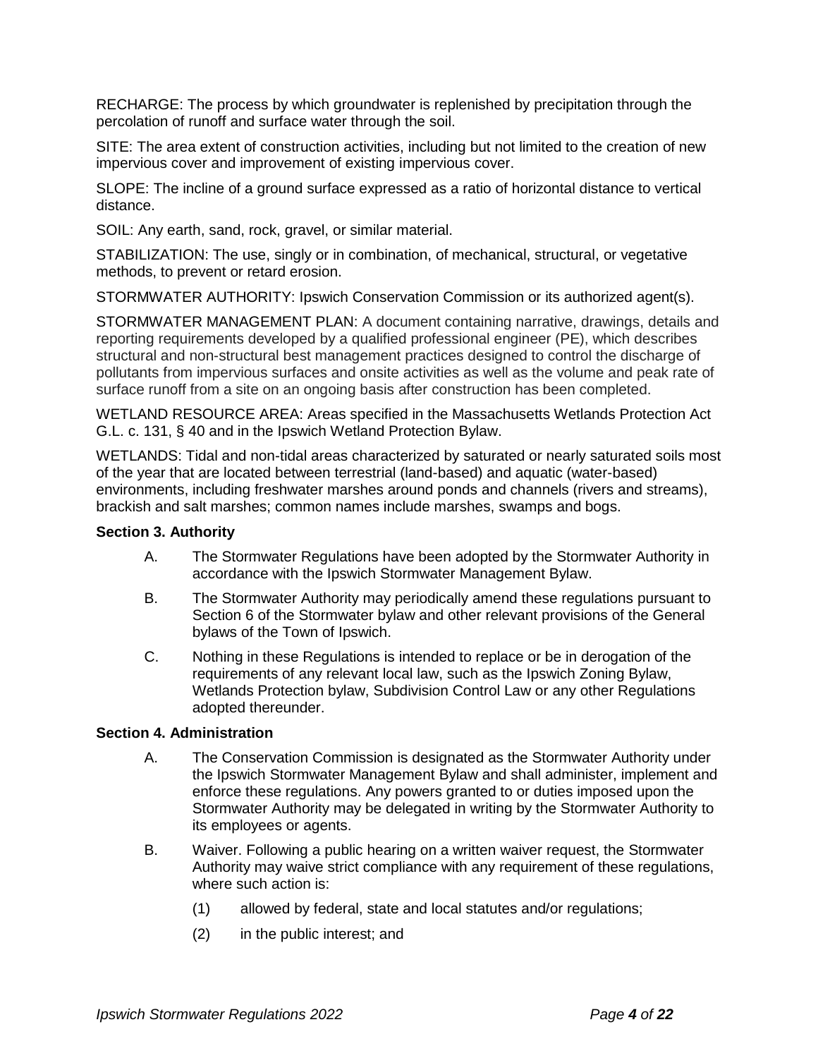RECHARGE: The process by which groundwater is replenished by precipitation through the percolation of runoff and surface water through the soil.

SITE: The area extent of construction activities, including but not limited to the creation of new impervious cover and improvement of existing impervious cover.

SLOPE: The incline of a ground surface expressed as a ratio of horizontal distance to vertical distance.

SOIL: Any earth, sand, rock, gravel, or similar material.

STABILIZATION: The use, singly or in combination, of mechanical, structural, or vegetative methods, to prevent or retard erosion.

STORMWATER AUTHORITY: Ipswich Conservation Commission or its authorized agent(s).

STORMWATER MANAGEMENT PLAN: A document containing narrative, drawings, details and reporting requirements developed by a qualified professional engineer (PE), which describes structural and non-structural best management practices designed to control the discharge of pollutants from impervious surfaces and onsite activities as well as the volume and peak rate of surface runoff from a site on an ongoing basis after construction has been completed.

WETLAND RESOURCE AREA: Areas specified in the Massachusetts Wetlands Protection Act G.L. c. 131, § 40 and in the Ipswich Wetland Protection Bylaw.

WETLANDS: Tidal and non-tidal areas characterized by saturated or nearly saturated soils most of the year that are located between terrestrial (land-based) and aquatic (water-based) environments, including freshwater marshes around ponds and channels (rivers and streams), brackish and salt marshes; common names include marshes, swamps and bogs.

**Section 3. Authority**

A. The Stormwater Regulations have been adopted by the Stormwater Authority in accordance with the Ipswich Stormwater Management Bylaw.

B. The Stormwater Authority may periodically amend these regulations pursuant to Section 6 of the Stormwater bylaw and other relevant provisions of the General bylaws of the Town of Ipswich.

C. Nothing in these Regulations is intended to replace or be in derogation of the requirements of any relevant local law, such as the Ipswich Zoning Bylaw, Wetlands Protection bylaw, Subdivision Control Law or any other Regulations adopted thereunder.

**Section 4. Administration**

A. The Conservation Commission is designated as the Stormwater Authority under the Ipswich Stormwater Management Bylaw and shall administer, implement and enforce these regulations. Any powers granted to or duties imposed upon the Stormwater Authority may be delegated in writing by the Stormwater Authority to its employees or agents.

B. Waiver. Following a public hearing on a written waiver request, the Stormwater Authority may waive strict compliance with any requirement of these regulations, where such action is:

   (1) allowed by federal, state and local statutes and/or regulations;

   (2) in the public interest; and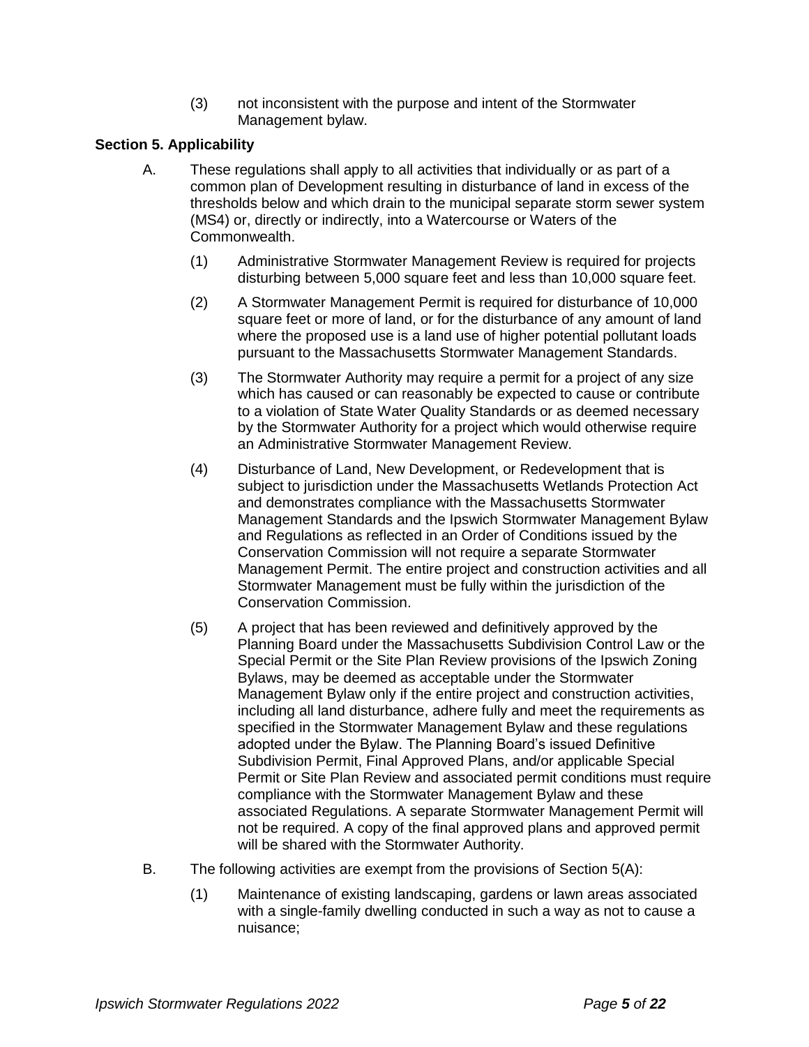(3) not inconsistent with the purpose and intent of the Stormwater Management bylaw.

**Section 5. Applicability**

A. These regulations shall apply to all activities that individually or as part of a common plan of Development resulting in disturbance of land in excess of the thresholds below and which drain to the municipal separate storm sewer system (MS4) or, directly or indirectly, into a Watercourse or Waters of the Commonwealth.

(1) Administrative Stormwater Management Review is required for projects disturbing between 5,000 square feet and less than 10,000 square feet.

(2) A Stormwater Management Permit is required for disturbance of 10,000 square feet or more of land, or for the disturbance of any amount of land where the proposed use is a land use of higher potential pollutant loads pursuant to the Massachusetts Stormwater Management Standards.

(3) The Stormwater Authority may require a permit for a project of any size which has caused or can reasonably be expected to cause or contribute to a violation of State Water Quality Standards or as deemed necessary by the Stormwater Authority for a project which would otherwise require an Administrative Stormwater Management Review.

(4) Disturbance of Land, New Development, or Redevelopment that is subject to jurisdiction under the Massachusetts Wetlands Protection Act and demonstrates compliance with the Massachusetts Stormwater Management Standards and the Ipswich Stormwater Management Bylaw and Regulations as reflected in an Order of Conditions issued by the Conservation Commission will not require a separate Stormwater Management Permit. The entire project and construction activities and all Stormwater Management must be fully within the jurisdiction of the Conservation Commission.

(5) A project that has been reviewed and definitively approved by the Planning Board under the Massachusetts Subdivision Control Law or the Special Permit or the Site Plan Review provisions of the Ipswich Zoning Bylaws, may be deemed as acceptable under the Stormwater Management Bylaw only if the entire project and construction activities, including all land disturbance, adhere fully and meet the requirements as specified in the Stormwater Management Bylaw and these regulations adopted under the Bylaw. The Planning Board's issued Definitive Subdivision Permit, Final Approved Plans, and/or applicable Special Permit or Site Plan Review and associated permit conditions must require compliance with the Stormwater Management Bylaw and these associated Regulations. A separate Stormwater Management Permit will not be required. A copy of the final approved plans and approved permit will be shared with the Stormwater Authority.

B. The following activities are exempt from the provisions of Section 5(A):

(1) Maintenance of existing landscaping, gardens or lawn areas associated with a single-family dwelling conducted in such a way as not to cause a nuisance;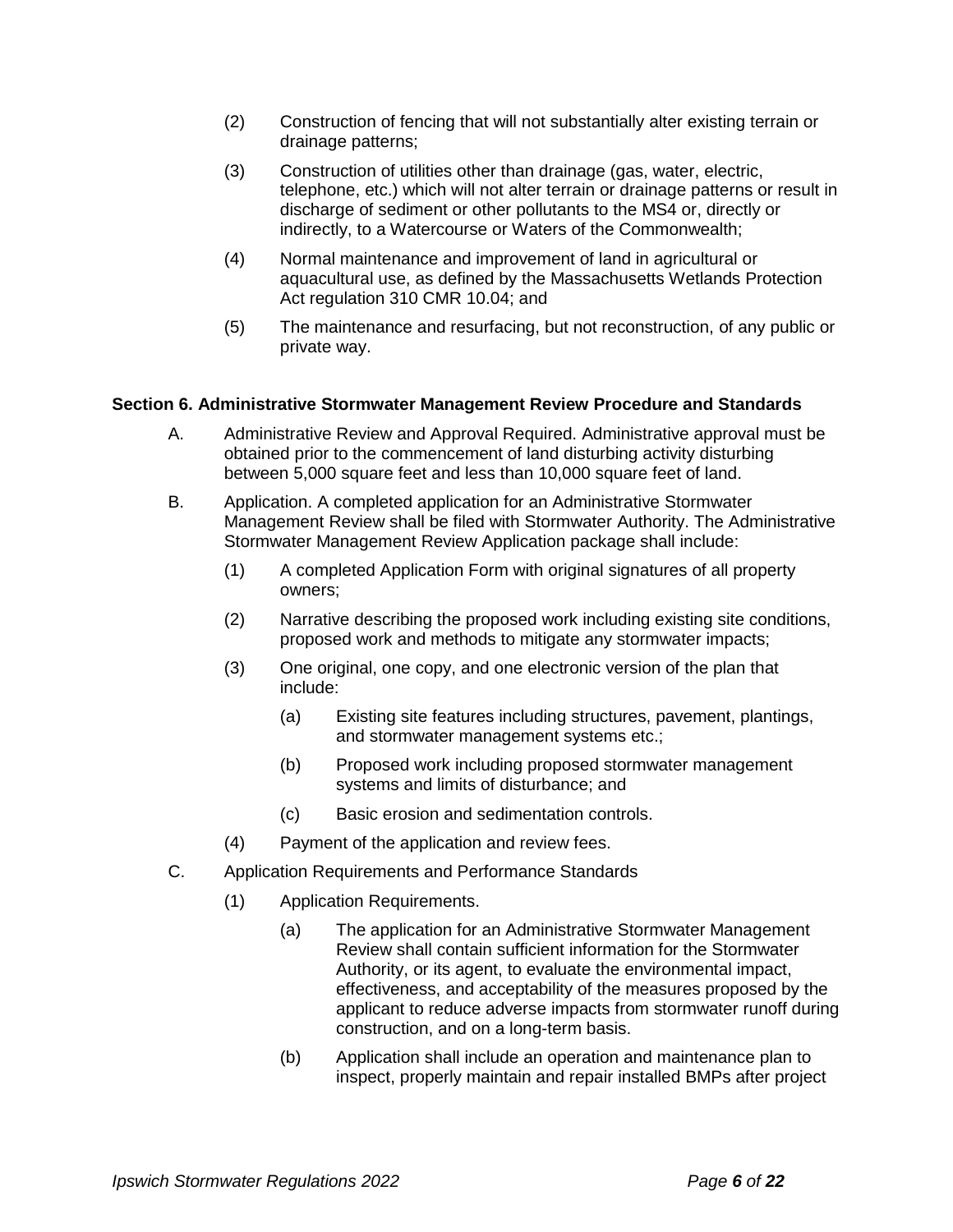(2) Construction of fencing that will not substantially alter existing terrain or drainage patterns;

(3) Construction of utilities other than drainage (gas, water, electric, telephone, etc.) which will not alter terrain or drainage patterns or result in discharge of sediment or other pollutants to the MS4 or, directly or indirectly, to a Watercourse or Waters of the Commonwealth;

(4) Normal maintenance and improvement of land in agricultural or aquacultural use, as defined by the Massachusetts Wetlands Protection Act regulation 310 CMR 10.04; and

(5) The maintenance and resurfacing, but not reconstruction, of any public or private way.

**Section 6. Administrative Stormwater Management Review Procedure and Standards**

A. Administrative Review and Approval Required. Administrative approval must be obtained prior to the commencement of land disturbing activity disturbing between 5,000 square feet and less than 10,000 square feet of land.

B. Application. A completed application for an Administrative Stormwater Management Review shall be filed with Stormwater Authority. The Administrative Stormwater Management Review Application package shall include:

  (1) A completed Application Form with original signatures of all property owners;

  (2) Narrative describing the proposed work including existing site conditions, proposed work and methods to mitigate any stormwater impacts;

  (3) One original, one copy, and one electronic version of the plan that include:

    (a) Existing site features including structures, pavement, plantings, and stormwater management systems etc.;

    (b) Proposed work including proposed stormwater management systems and limits of disturbance; and

    (c) Basic erosion and sedimentation controls.

  (4) Payment of the application and review fees.

C. Application Requirements and Performance Standards

  (1) Application Requirements.

    (a) The application for an Administrative Stormwater Management Review shall contain sufficient information for the Stormwater Authority, or its agent, to evaluate the environmental impact, effectiveness, and acceptability of the measures proposed by the applicant to reduce adverse impacts from stormwater runoff during construction, and on a long-term basis.

    (b) Application shall include an operation and maintenance plan to inspect, properly maintain and repair installed BMPs after project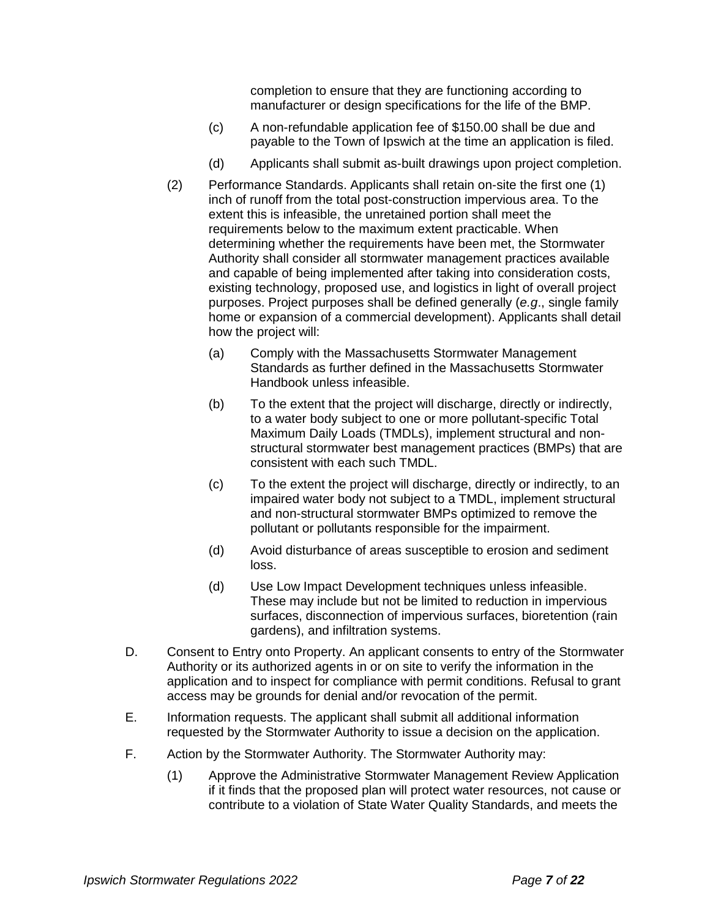completion to ensure that they are functioning according to manufacturer or design specifications for the life of the BMP.

(c) A non-refundable application fee of $150.00 shall be due and payable to the Town of Ipswich at the time an application is filed.

(d) Applicants shall submit as-built drawings upon project completion.

(2) Performance Standards. Applicants shall retain on-site the first one (1) inch of runoff from the total post-construction impervious area. To the extent this is infeasible, the unretained portion shall meet the requirements below to the maximum extent practicable. When determining whether the requirements have been met, the Stormwater Authority shall consider all stormwater management practices available and capable of being implemented after taking into consideration costs, existing technology, proposed use, and logistics in light of overall project purposes. Project purposes shall be defined generally (*e.g*., single family home or expansion of a commercial development). Applicants shall detail how the project will:

(a) Comply with the Massachusetts Stormwater Management Standards as further defined in the Massachusetts Stormwater Handbook unless infeasible.

(b) To the extent that the project will discharge, directly or indirectly, to a water body subject to one or more pollutant-specific Total Maximum Daily Loads (TMDLs), implement structural and non-structural stormwater best management practices (BMPs) that are consistent with each such TMDL.

(c) To the extent the project will discharge, directly or indirectly, to an impaired water body not subject to a TMDL, implement structural and non-structural stormwater BMPs optimized to remove the pollutant or pollutants responsible for the impairment.

(d) Avoid disturbance of areas susceptible to erosion and sediment loss.

(d) Use Low Impact Development techniques unless infeasible. These may include but not be limited to reduction in impervious surfaces, disconnection of impervious surfaces, bioretention (rain gardens), and infiltration systems.

D. Consent to Entry onto Property. An applicant consents to entry of the Stormwater Authority or its authorized agents in or on site to verify the information in the application and to inspect for compliance with permit conditions. Refusal to grant access may be grounds for denial and/or revocation of the permit.

E. Information requests. The applicant shall submit all additional information requested by the Stormwater Authority to issue a decision on the application.

F. Action by the Stormwater Authority. The Stormwater Authority may:

(1) Approve the Administrative Stormwater Management Review Application if it finds that the proposed plan will protect water resources, not cause or contribute to a violation of State Water Quality Standards, and meets the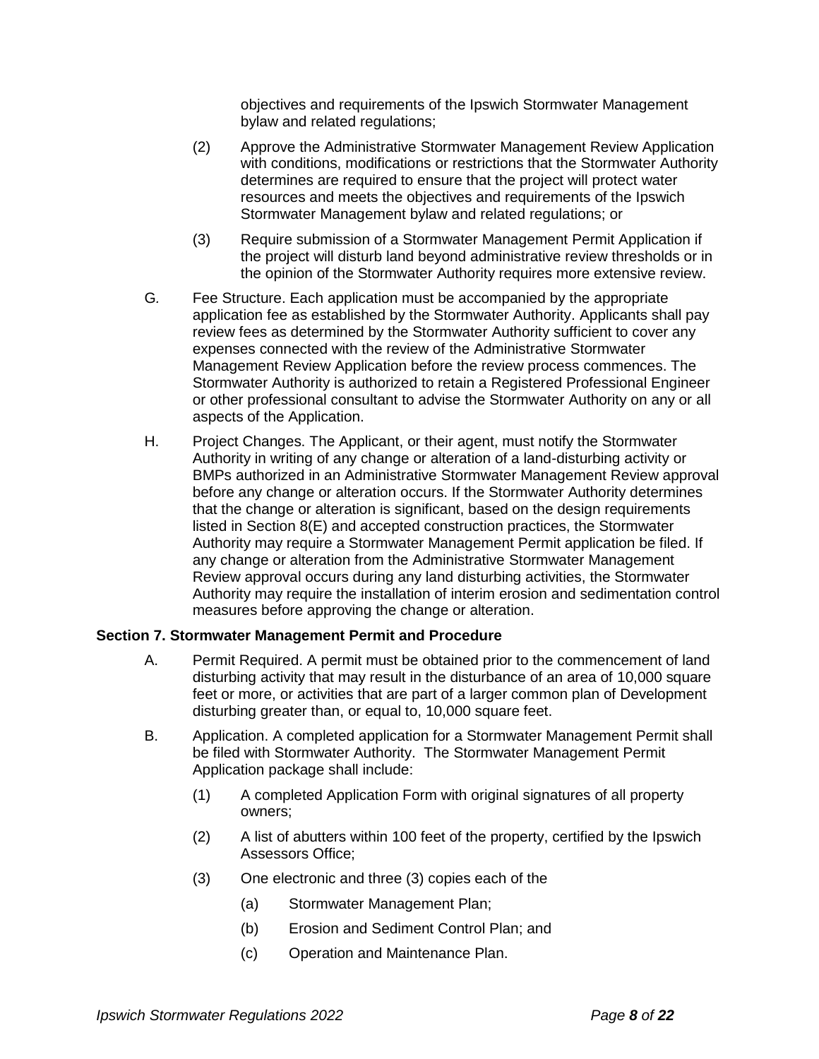objectives and requirements of the Ipswich Stormwater Management bylaw and related regulations;

(2) Approve the Administrative Stormwater Management Review Application with conditions, modifications or restrictions that the Stormwater Authority determines are required to ensure that the project will protect water resources and meets the objectives and requirements of the Ipswich Stormwater Management bylaw and related regulations; or

(3) Require submission of a Stormwater Management Permit Application if the project will disturb land beyond administrative review thresholds or in the opinion of the Stormwater Authority requires more extensive review.

G. Fee Structure. Each application must be accompanied by the appropriate application fee as established by the Stormwater Authority. Applicants shall pay review fees as determined by the Stormwater Authority sufficient to cover any expenses connected with the review of the Administrative Stormwater Management Review Application before the review process commences. The Stormwater Authority is authorized to retain a Registered Professional Engineer or other professional consultant to advise the Stormwater Authority on any or all aspects of the Application.

H. Project Changes. The Applicant, or their agent, must notify the Stormwater Authority in writing of any change or alteration of a land-disturbing activity or BMPs authorized in an Administrative Stormwater Management Review approval before any change or alteration occurs. If the Stormwater Authority determines that the change or alteration is significant, based on the design requirements listed in Section 8(E) and accepted construction practices, the Stormwater Authority may require a Stormwater Management Permit application be filed. If any change or alteration from the Administrative Stormwater Management Review approval occurs during any land disturbing activities, the Stormwater Authority may require the installation of interim erosion and sedimentation control measures before approving the change or alteration.

**Section 7. Stormwater Management Permit and Procedure**

A. Permit Required. A permit must be obtained prior to the commencement of land disturbing activity that may result in the disturbance of an area of 10,000 square feet or more, or activities that are part of a larger common plan of Development disturbing greater than, or equal to, 10,000 square feet.

B. Application. A completed application for a Stormwater Management Permit shall be filed with Stormwater Authority. The Stormwater Management Permit Application package shall include:

(1) A completed Application Form with original signatures of all property owners;

(2) A list of abutters within 100 feet of the property, certified by the Ipswich Assessors Office;

(3) One electronic and three (3) copies each of the

(a) Stormwater Management Plan;

(b) Erosion and Sediment Control Plan; and

(c) Operation and Maintenance Plan.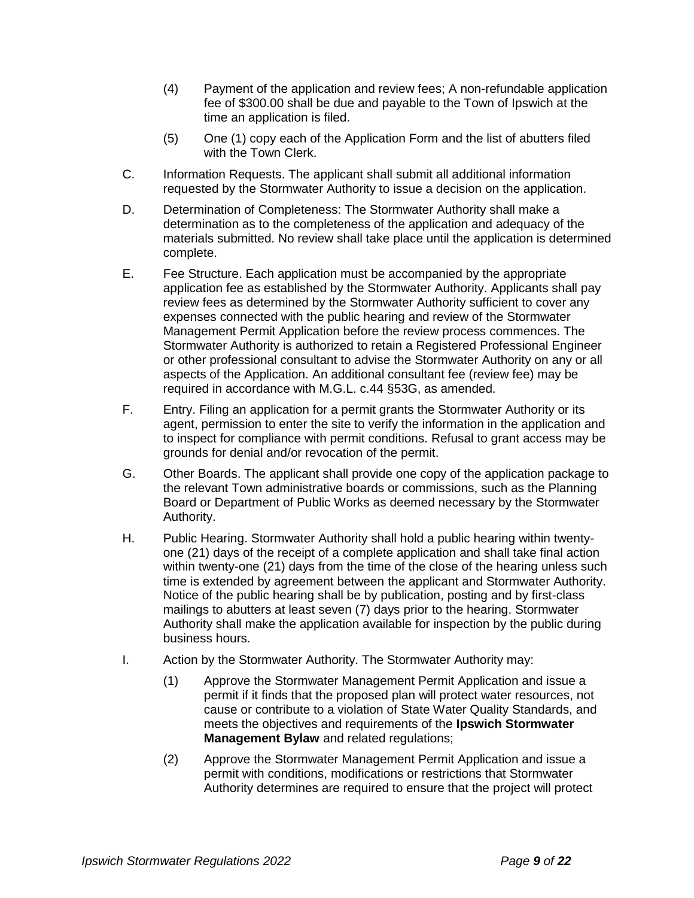(4) Payment of the application and review fees; A non-refundable application fee of $300.00 shall be due and payable to the Town of Ipswich at the time an application is filed.

(5) One (1) copy each of the Application Form and the list of abutters filed with the Town Clerk.

C. Information Requests. The applicant shall submit all additional information requested by the Stormwater Authority to issue a decision on the application.

D. Determination of Completeness: The Stormwater Authority shall make a determination as to the completeness of the application and adequacy of the materials submitted. No review shall take place until the application is determined complete.

E. Fee Structure. Each application must be accompanied by the appropriate application fee as established by the Stormwater Authority. Applicants shall pay review fees as determined by the Stormwater Authority sufficient to cover any expenses connected with the public hearing and review of the Stormwater Management Permit Application before the review process commences. The Stormwater Authority is authorized to retain a Registered Professional Engineer or other professional consultant to advise the Stormwater Authority on any or all aspects of the Application. An additional consultant fee (review fee) may be required in accordance with M.G.L. c.44 §53G, as amended.

F. Entry. Filing an application for a permit grants the Stormwater Authority or its agent, permission to enter the site to verify the information in the application and to inspect for compliance with permit conditions. Refusal to grant access may be grounds for denial and/or revocation of the permit.

G. Other Boards. The applicant shall provide one copy of the application package to the relevant Town administrative boards or commissions, such as the Planning Board or Department of Public Works as deemed necessary by the Stormwater Authority.

H. Public Hearing. Stormwater Authority shall hold a public hearing within twenty-one (21) days of the receipt of a complete application and shall take final action within twenty-one (21) days from the time of the close of the hearing unless such time is extended by agreement between the applicant and Stormwater Authority. Notice of the public hearing shall be by publication, posting and by first-class mailings to abutters at least seven (7) days prior to the hearing. Stormwater Authority shall make the application available for inspection by the public during business hours.

I. Action by the Stormwater Authority. The Stormwater Authority may:

(1) Approve the Stormwater Management Permit Application and issue a permit if it finds that the proposed plan will protect water resources, not cause or contribute to a violation of State Water Quality Standards, and meets the objectives and requirements of the **Ipswich Stormwater Management Bylaw** and related regulations;

(2) Approve the Stormwater Management Permit Application and issue a permit with conditions, modifications or restrictions that Stormwater Authority determines are required to ensure that the project will protect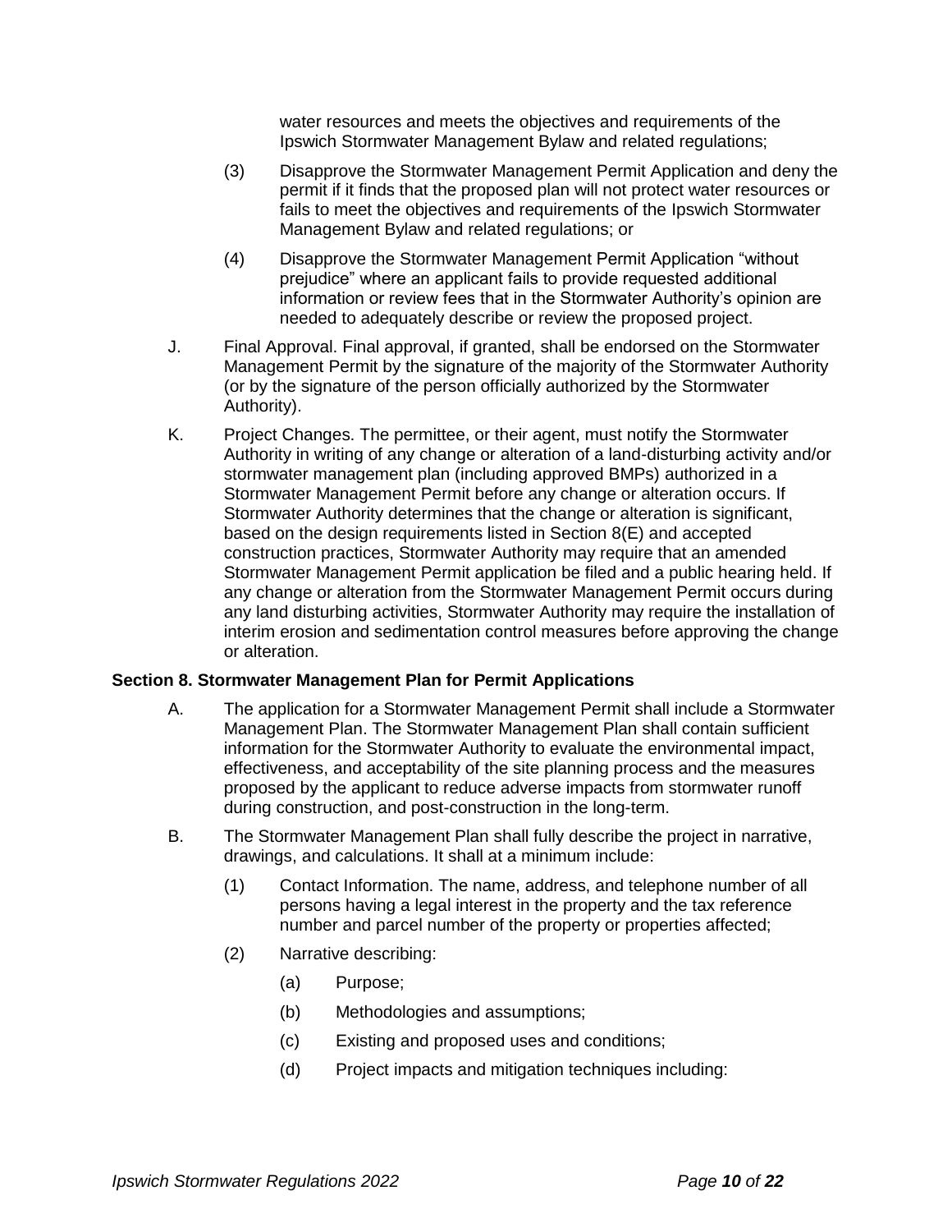water resources and meets the objectives and requirements of the Ipswich Stormwater Management Bylaw and related regulations;

(3) Disapprove the Stormwater Management Permit Application and deny the permit if it finds that the proposed plan will not protect water resources or fails to meet the objectives and requirements of the Ipswich Stormwater Management Bylaw and related regulations; or

(4) Disapprove the Stormwater Management Permit Application "without prejudice" where an applicant fails to provide requested additional information or review fees that in the Stormwater Authority's opinion are needed to adequately describe or review the proposed project.

J. Final Approval. Final approval, if granted, shall be endorsed on the Stormwater Management Permit by the signature of the majority of the Stormwater Authority (or by the signature of the person officially authorized by the Stormwater Authority).

K. Project Changes. The permittee, or their agent, must notify the Stormwater Authority in writing of any change or alteration of a land-disturbing activity and/or stormwater management plan (including approved BMPs) authorized in a Stormwater Management Permit before any change or alteration occurs. If Stormwater Authority determines that the change or alteration is significant, based on the design requirements listed in Section 8(E) and accepted construction practices, Stormwater Authority may require that an amended Stormwater Management Permit application be filed and a public hearing held. If any change or alteration from the Stormwater Management Permit occurs during any land disturbing activities, Stormwater Authority may require the installation of interim erosion and sedimentation control measures before approving the change or alteration.

**Section 8. Stormwater Management Plan for Permit Applications**

A. The application for a Stormwater Management Permit shall include a Stormwater Management Plan. The Stormwater Management Plan shall contain sufficient information for the Stormwater Authority to evaluate the environmental impact, effectiveness, and acceptability of the site planning process and the measures proposed by the applicant to reduce adverse impacts from stormwater runoff during construction, and post-construction in the long-term.

B. The Stormwater Management Plan shall fully describe the project in narrative, drawings, and calculations. It shall at a minimum include:

(1) Contact Information. The name, address, and telephone number of all persons having a legal interest in the property and the tax reference number and parcel number of the property or properties affected;

(2) Narrative describing:

(a) Purpose;

(b) Methodologies and assumptions;

(c) Existing and proposed uses and conditions;

(d) Project impacts and mitigation techniques including: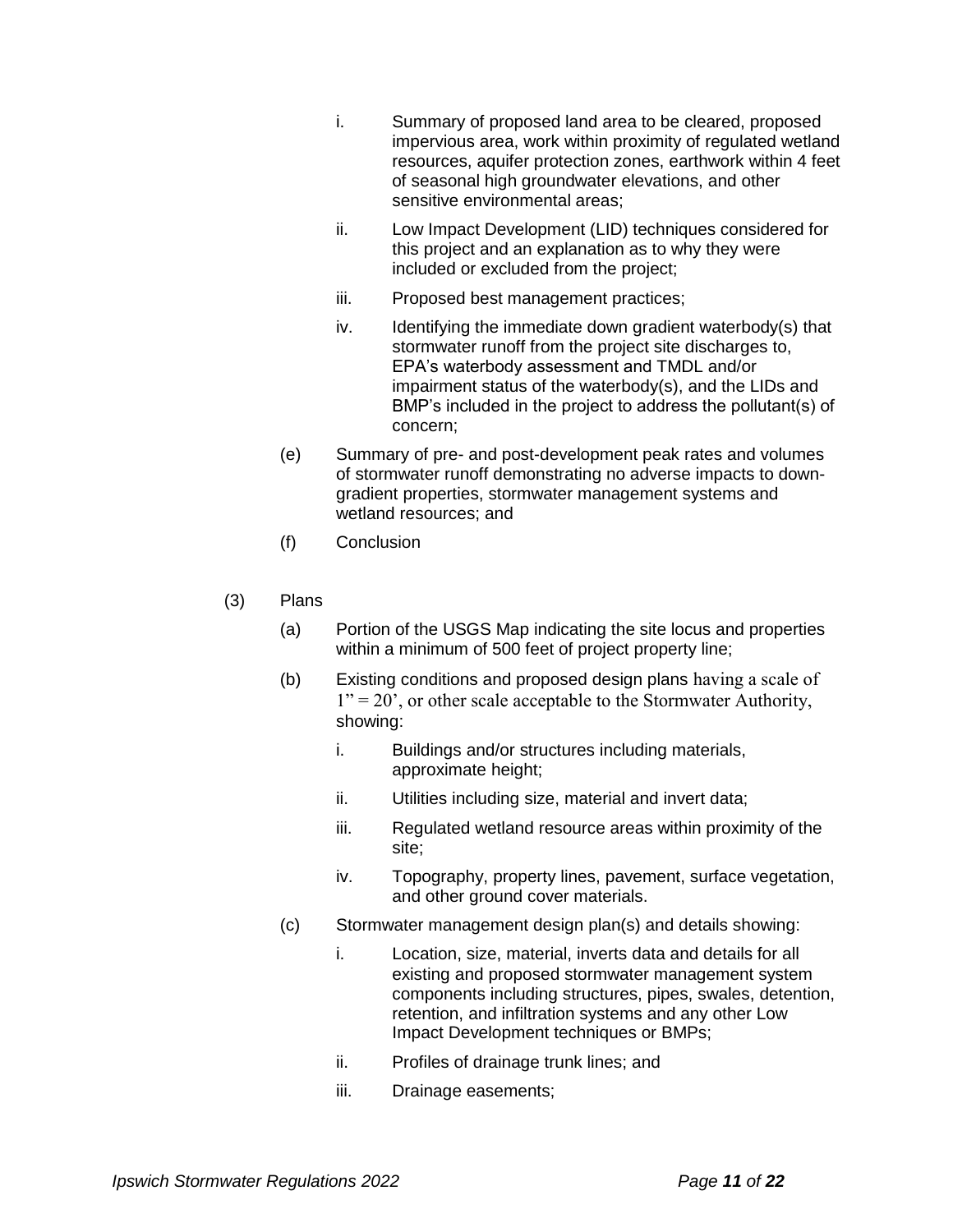i. Summary of proposed land area to be cleared, proposed impervious area, work within proximity of regulated wetland resources, aquifer protection zones, earthwork within 4 feet of seasonal high groundwater elevations, and other sensitive environmental areas;

ii. Low Impact Development (LID) techniques considered for this project and an explanation as to why they were included or excluded from the project;

iii. Proposed best management practices;

iv. Identifying the immediate down gradient waterbody(s) that stormwater runoff from the project site discharges to, EPA's waterbody assessment and TMDL and/or impairment status of the waterbody(s), and the LIDs and BMP's included in the project to address the pollutant(s) of concern;

(e) Summary of pre- and post-development peak rates and volumes of stormwater runoff demonstrating no adverse impacts to down-gradient properties, stormwater management systems and wetland resources; and

(f) Conclusion

(3) Plans

(a) Portion of the USGS Map indicating the site locus and properties within a minimum of 500 feet of project property line;

(b) Existing conditions and proposed design plans having a scale of 1" = 20', or other scale acceptable to the Stormwater Authority, showing:

i. Buildings and/or structures including materials, approximate height;

ii. Utilities including size, material and invert data;

iii. Regulated wetland resource areas within proximity of the site;

iv. Topography, property lines, pavement, surface vegetation, and other ground cover materials.

(c) Stormwater management design plan(s) and details showing:

i. Location, size, material, inverts data and details for all existing and proposed stormwater management system components including structures, pipes, swales, detention, retention, and infiltration systems and any other Low Impact Development techniques or BMPs;

ii. Profiles of drainage trunk lines; and

iii. Drainage easements;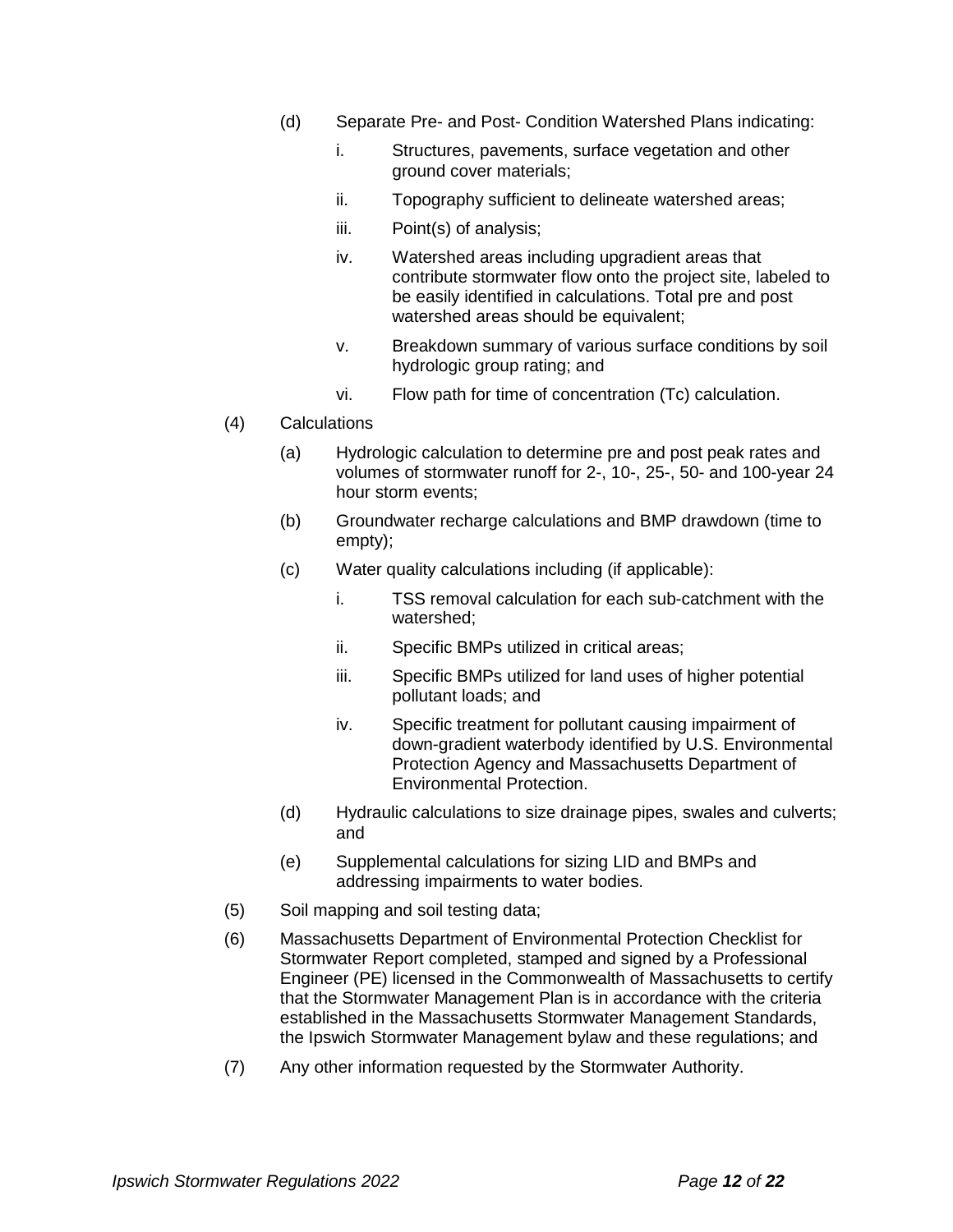(d) Separate Pre- and Post- Condition Watershed Plans indicating:

   i. Structures, pavements, surface vegetation and other ground cover materials;

   ii. Topography sufficient to delineate watershed areas;

   iii. Point(s) of analysis;

   iv. Watershed areas including upgradient areas that contribute stormwater flow onto the project site, labeled to be easily identified in calculations. Total pre and post watershed areas should be equivalent;

   v. Breakdown summary of various surface conditions by soil hydrologic group rating; and

   vi. Flow path for time of concentration (Tc) calculation.

(4) Calculations

   (a) Hydrologic calculation to determine pre and post peak rates and volumes of stormwater runoff for 2-, 10-, 25-, 50- and 100-year 24 hour storm events;

   (b) Groundwater recharge calculations and BMP drawdown (time to empty);

   (c) Water quality calculations including (if applicable):

      i. TSS removal calculation for each sub-catchment with the watershed;

      ii. Specific BMPs utilized in critical areas;

      iii. Specific BMPs utilized for land uses of higher potential pollutant loads; and

      iv. Specific treatment for pollutant causing impairment of down-gradient waterbody identified by U.S. Environmental Protection Agency and Massachusetts Department of Environmental Protection.

   (d) Hydraulic calculations to size drainage pipes, swales and culverts; and

   (e) Supplemental calculations for sizing LID and BMPs and addressing impairments to water bodies.

(5) Soil mapping and soil testing data;

(6) Massachusetts Department of Environmental Protection Checklist for Stormwater Report completed, stamped and signed by a Professional Engineer (PE) licensed in the Commonwealth of Massachusetts to certify that the Stormwater Management Plan is in accordance with the criteria established in the Massachusetts Stormwater Management Standards, the Ipswich Stormwater Management bylaw and these regulations; and

(7) Any other information requested by the Stormwater Authority.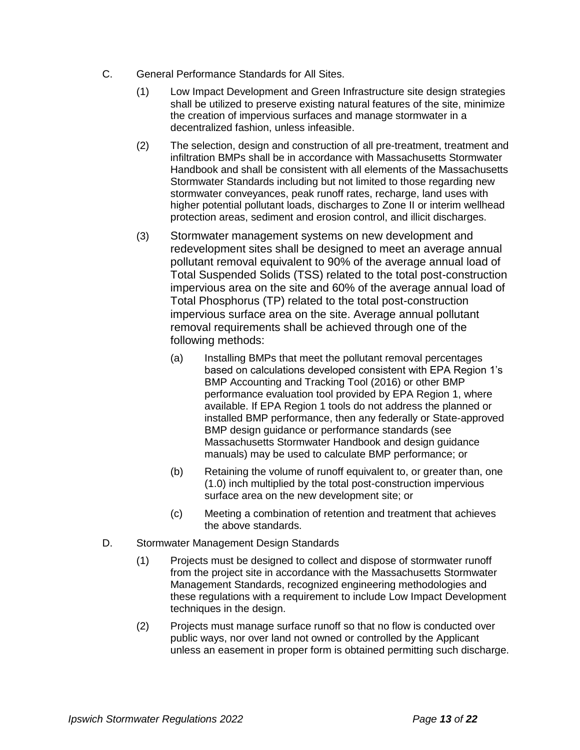C. General Performance Standards for All Sites.

(1) Low Impact Development and Green Infrastructure site design strategies shall be utilized to preserve existing natural features of the site, minimize the creation of impervious surfaces and manage stormwater in a decentralized fashion, unless infeasible.

(2) The selection, design and construction of all pre-treatment, treatment and infiltration BMPs shall be in accordance with Massachusetts Stormwater Handbook and shall be consistent with all elements of the Massachusetts Stormwater Standards including but not limited to those regarding new stormwater conveyances, peak runoff rates, recharge, land uses with higher potential pollutant loads, discharges to Zone II or interim wellhead protection areas, sediment and erosion control, and illicit discharges.

(3) Stormwater management systems on new development and redevelopment sites shall be designed to meet an average annual pollutant removal equivalent to 90% of the average annual load of Total Suspended Solids (TSS) related to the total post-construction impervious area on the site and 60% of the average annual load of Total Phosphorus (TP) related to the total post-construction impervious surface area on the site. Average annual pollutant removal requirements shall be achieved through one of the following methods:

(a) Installing BMPs that meet the pollutant removal percentages based on calculations developed consistent with EPA Region 1's BMP Accounting and Tracking Tool (2016) or other BMP performance evaluation tool provided by EPA Region 1, where available. If EPA Region 1 tools do not address the planned or installed BMP performance, then any federally or State-approved BMP design guidance or performance standards (see Massachusetts Stormwater Handbook and design guidance manuals) may be used to calculate BMP performance; or

(b) Retaining the volume of runoff equivalent to, or greater than, one (1.0) inch multiplied by the total post-construction impervious surface area on the new development site; or

(c) Meeting a combination of retention and treatment that achieves the above standards.

D. Stormwater Management Design Standards

(1) Projects must be designed to collect and dispose of stormwater runoff from the project site in accordance with the Massachusetts Stormwater Management Standards, recognized engineering methodologies and these regulations with a requirement to include Low Impact Development techniques in the design.

(2) Projects must manage surface runoff so that no flow is conducted over public ways, nor over land not owned or controlled by the Applicant unless an easement in proper form is obtained permitting such discharge.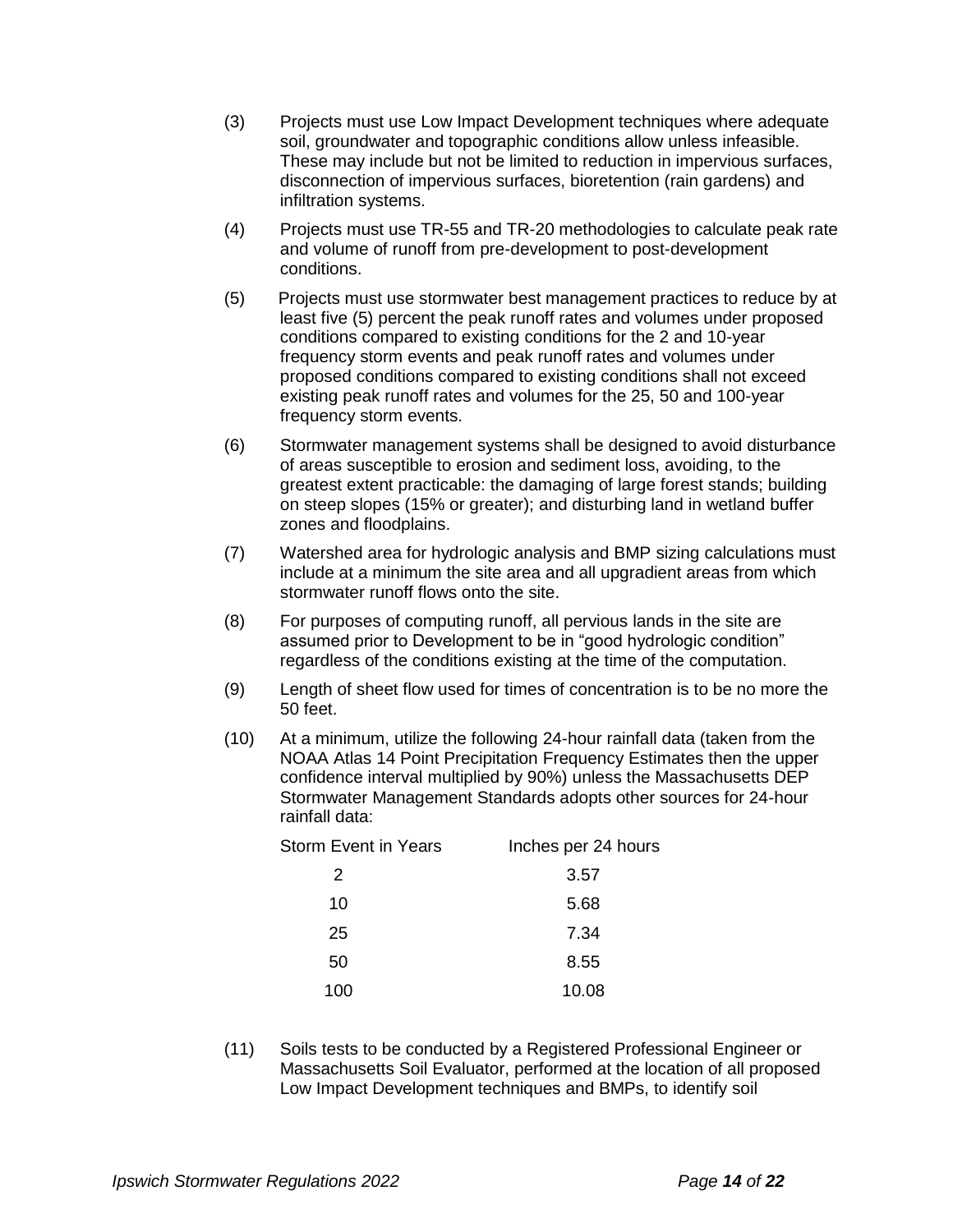(3) Projects must use Low Impact Development techniques where adequate soil, groundwater and topographic conditions allow unless infeasible. These may include but not be limited to reduction in impervious surfaces, disconnection of impervious surfaces, bioretention (rain gardens) and infiltration systems.

(4) Projects must use TR-55 and TR-20 methodologies to calculate peak rate and volume of runoff from pre-development to post-development conditions.

(5) Projects must use stormwater best management practices to reduce by at least five (5) percent the peak runoff rates and volumes under proposed conditions compared to existing conditions for the 2 and 10-year frequency storm events and peak runoff rates and volumes under proposed conditions compared to existing conditions shall not exceed existing peak runoff rates and volumes for the 25, 50 and 100-year frequency storm events.

(6) Stormwater management systems shall be designed to avoid disturbance of areas susceptible to erosion and sediment loss, avoiding, to the greatest extent practicable: the damaging of large forest stands; building on steep slopes (15% or greater); and disturbing land in wetland buffer zones and floodplains.

(7) Watershed area for hydrologic analysis and BMP sizing calculations must include at a minimum the site area and all upgradient areas from which stormwater runoff flows onto the site.

(8) For purposes of computing runoff, all pervious lands in the site are assumed prior to Development to be in "good hydrologic condition" regardless of the conditions existing at the time of the computation.

(9) Length of sheet flow used for times of concentration is to be no more the 50 feet.

(10) At a minimum, utilize the following 24-hour rainfall data (taken from the NOAA Atlas 14 Point Precipitation Frequency Estimates then the upper confidence interval multiplied by 90%) unless the Massachusetts DEP Stormwater Management Standards adopts other sources for 24-hour rainfall data:

| Storm Event in Years | Inches per 24 hours |
|---|---|
| 2 | 3.57 |
| 10 | 5.68 |
| 25 | 7.34 |
| 50 | 8.55 |
| 100 | 10.08 |

(11) Soils tests to be conducted by a Registered Professional Engineer or Massachusetts Soil Evaluator, performed at the location of all proposed Low Impact Development techniques and BMPs, to identify soil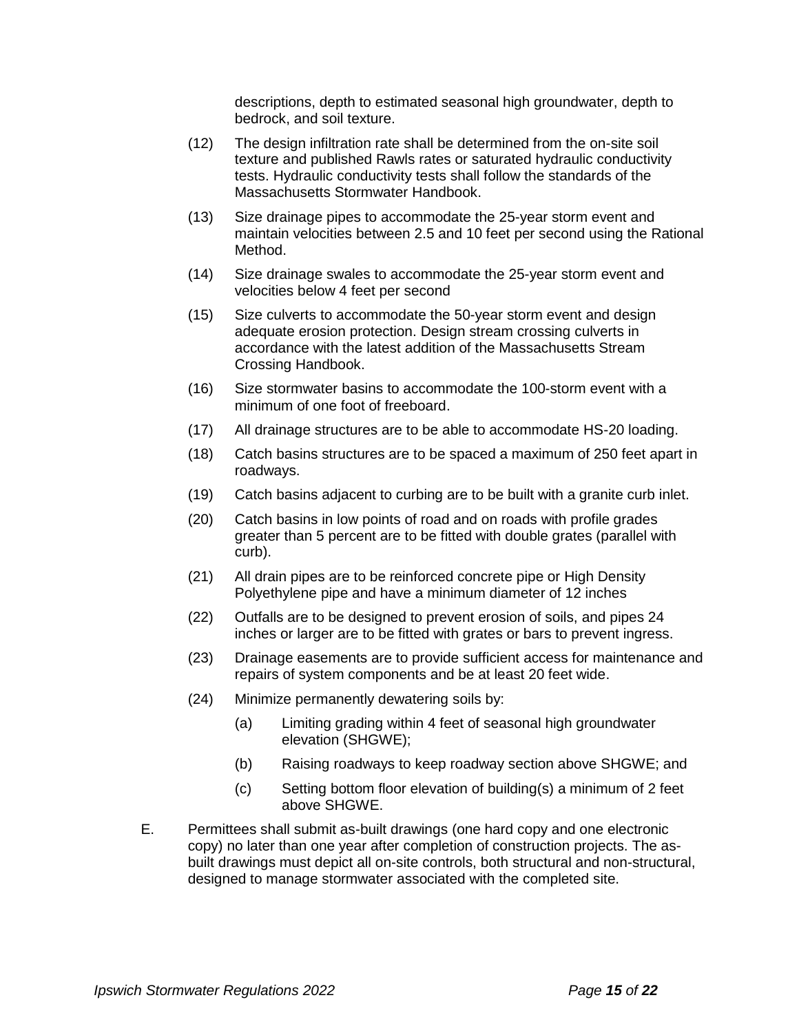descriptions, depth to estimated seasonal high groundwater, depth to bedrock, and soil texture.

(12) The design infiltration rate shall be determined from the on-site soil texture and published Rawls rates or saturated hydraulic conductivity tests. Hydraulic conductivity tests shall follow the standards of the Massachusetts Stormwater Handbook.

(13) Size drainage pipes to accommodate the 25-year storm event and maintain velocities between 2.5 and 10 feet per second using the Rational Method.

(14) Size drainage swales to accommodate the 25-year storm event and velocities below 4 feet per second

(15) Size culverts to accommodate the 50-year storm event and design adequate erosion protection. Design stream crossing culverts in accordance with the latest addition of the Massachusetts Stream Crossing Handbook.

(16) Size stormwater basins to accommodate the 100-storm event with a minimum of one foot of freeboard.

(17) All drainage structures are to be able to accommodate HS-20 loading.

(18) Catch basins structures are to be spaced a maximum of 250 feet apart in roadways.

(19) Catch basins adjacent to curbing are to be built with a granite curb inlet.

(20) Catch basins in low points of road and on roads with profile grades greater than 5 percent are to be fitted with double grates (parallel with curb).

(21) All drain pipes are to be reinforced concrete pipe or High Density Polyethylene pipe and have a minimum diameter of 12 inches

(22) Outfalls are to be designed to prevent erosion of soils, and pipes 24 inches or larger are to be fitted with grates or bars to prevent ingress.

(23) Drainage easements are to provide sufficient access for maintenance and repairs of system components and be at least 20 feet wide.

(24) Minimize permanently dewatering soils by:

   (a) Limiting grading within 4 feet of seasonal high groundwater elevation (SHGWE);

   (b) Raising roadways to keep roadway section above SHGWE; and

   (c) Setting bottom floor elevation of building(s) a minimum of 2 feet above SHGWE.

E. Permittees shall submit as-built drawings (one hard copy and one electronic copy) no later than one year after completion of construction projects. The as-built drawings must depict all on-site controls, both structural and non-structural, designed to manage stormwater associated with the completed site.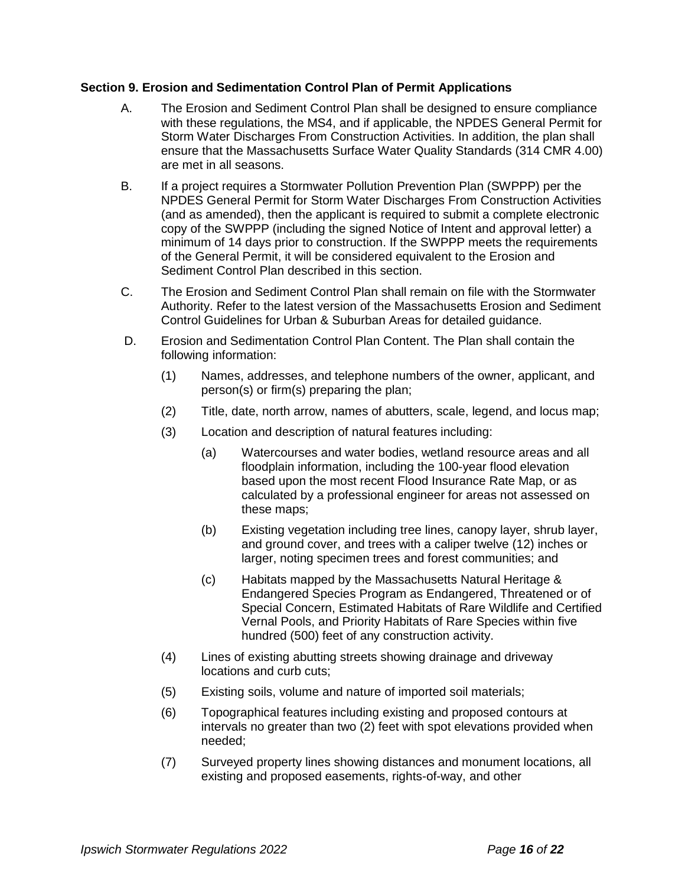### Section 9. Erosion and Sedimentation Control Plan of Permit Applications

A. The Erosion and Sediment Control Plan shall be designed to ensure compliance with these regulations, the MS4, and if applicable, the NPDES General Permit for Storm Water Discharges From Construction Activities. In addition, the plan shall ensure that the Massachusetts Surface Water Quality Standards (314 CMR 4.00) are met in all seasons.

B. If a project requires a Stormwater Pollution Prevention Plan (SWPPP) per the NPDES General Permit for Storm Water Discharges From Construction Activities (and as amended), then the applicant is required to submit a complete electronic copy of the SWPPP (including the signed Notice of Intent and approval letter) a minimum of 14 days prior to construction. If the SWPPP meets the requirements of the General Permit, it will be considered equivalent to the Erosion and Sediment Control Plan described in this section.

C. The Erosion and Sediment Control Plan shall remain on file with the Stormwater Authority. Refer to the latest version of the Massachusetts Erosion and Sediment Control Guidelines for Urban & Suburban Areas for detailed guidance.

D. Erosion and Sedimentation Control Plan Content. The Plan shall contain the following information:

(1) Names, addresses, and telephone numbers of the owner, applicant, and person(s) or firm(s) preparing the plan;

(2) Title, date, north arrow, names of abutters, scale, legend, and locus map;

(3) Location and description of natural features including:

(a) Watercourses and water bodies, wetland resource areas and all floodplain information, including the 100-year flood elevation based upon the most recent Flood Insurance Rate Map, or as calculated by a professional engineer for areas not assessed on these maps;

(b) Existing vegetation including tree lines, canopy layer, shrub layer, and ground cover, and trees with a caliper twelve (12) inches or larger, noting specimen trees and forest communities; and

(c) Habitats mapped by the Massachusetts Natural Heritage & Endangered Species Program as Endangered, Threatened or of Special Concern, Estimated Habitats of Rare Wildlife and Certified Vernal Pools, and Priority Habitats of Rare Species within five hundred (500) feet of any construction activity.

(4) Lines of existing abutting streets showing drainage and driveway locations and curb cuts;

(5) Existing soils, volume and nature of imported soil materials;

(6) Topographical features including existing and proposed contours at intervals no greater than two (2) feet with spot elevations provided when needed;

(7) Surveyed property lines showing distances and monument locations, all existing and proposed easements, rights-of-way, and other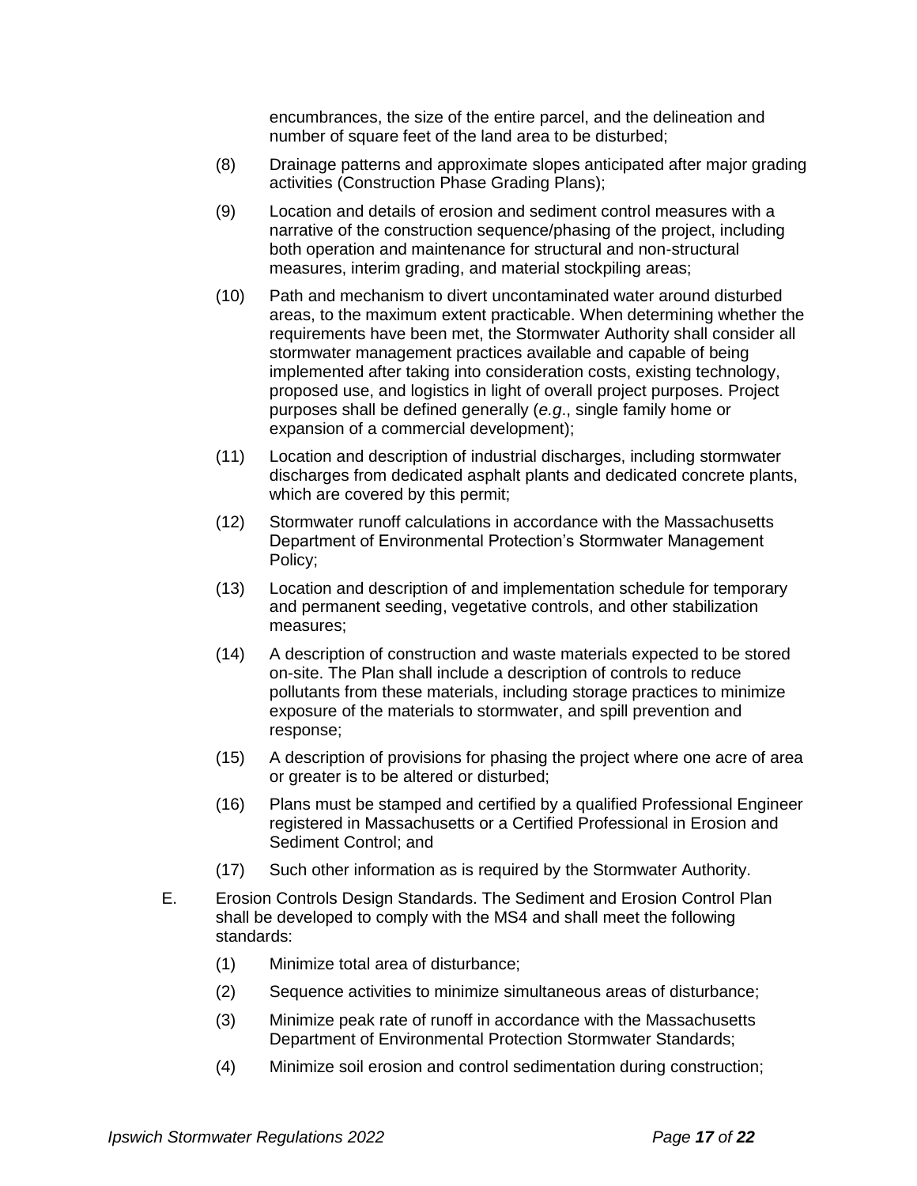encumbrances, the size of the entire parcel, and the delineation and number of square feet of the land area to be disturbed;

(8) Drainage patterns and approximate slopes anticipated after major grading activities (Construction Phase Grading Plans);

(9) Location and details of erosion and sediment control measures with a narrative of the construction sequence/phasing of the project, including both operation and maintenance for structural and non-structural measures, interim grading, and material stockpiling areas;

(10) Path and mechanism to divert uncontaminated water around disturbed areas, to the maximum extent practicable. When determining whether the requirements have been met, the Stormwater Authority shall consider all stormwater management practices available and capable of being implemented after taking into consideration costs, existing technology, proposed use, and logistics in light of overall project purposes. Project purposes shall be defined generally (*e.g*., single family home or expansion of a commercial development);

(11) Location and description of industrial discharges, including stormwater discharges from dedicated asphalt plants and dedicated concrete plants, which are covered by this permit;

(12) Stormwater runoff calculations in accordance with the Massachusetts Department of Environmental Protection's Stormwater Management Policy;

(13) Location and description of and implementation schedule for temporary and permanent seeding, vegetative controls, and other stabilization measures;

(14) A description of construction and waste materials expected to be stored on-site. The Plan shall include a description of controls to reduce pollutants from these materials, including storage practices to minimize exposure of the materials to stormwater, and spill prevention and response;

(15) A description of provisions for phasing the project where one acre of area or greater is to be altered or disturbed;

(16) Plans must be stamped and certified by a qualified Professional Engineer registered in Massachusetts or a Certified Professional in Erosion and Sediment Control; and

(17) Such other information as is required by the Stormwater Authority.

E. Erosion Controls Design Standards. The Sediment and Erosion Control Plan shall be developed to comply with the MS4 and shall meet the following standards:

(1) Minimize total area of disturbance;

(2) Sequence activities to minimize simultaneous areas of disturbance;

(3) Minimize peak rate of runoff in accordance with the Massachusetts Department of Environmental Protection Stormwater Standards;

(4) Minimize soil erosion and control sedimentation during construction;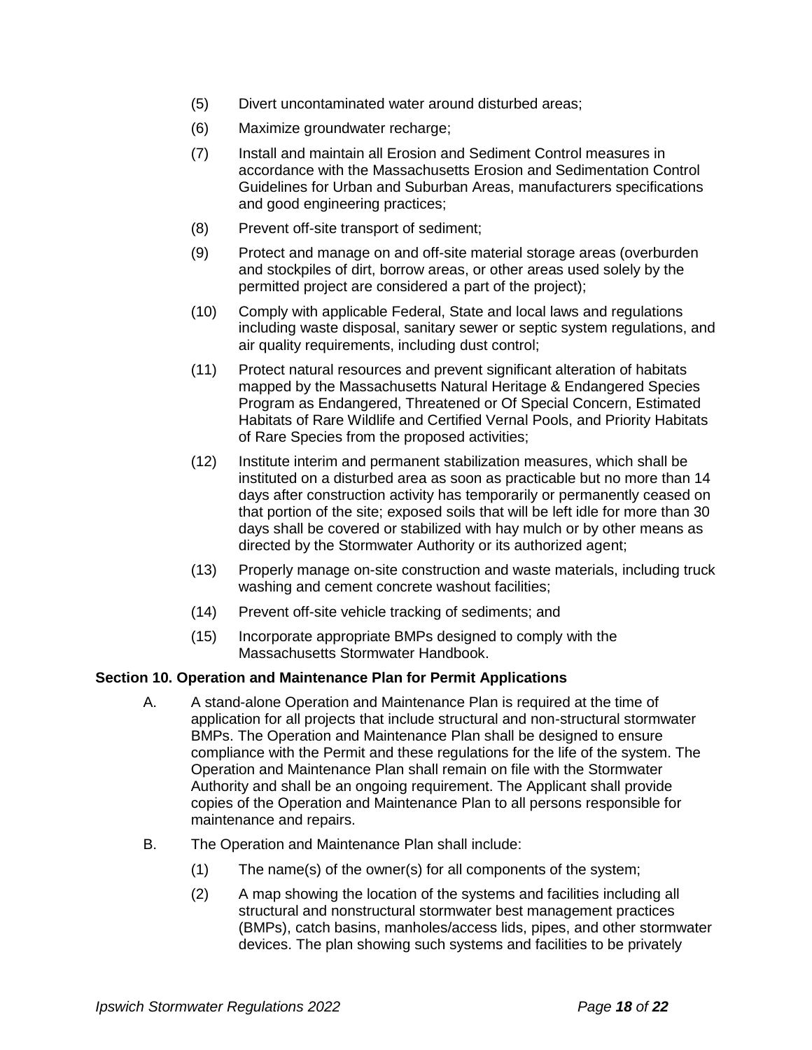(5) Divert uncontaminated water around disturbed areas;

(6) Maximize groundwater recharge;

(7) Install and maintain all Erosion and Sediment Control measures in accordance with the Massachusetts Erosion and Sedimentation Control Guidelines for Urban and Suburban Areas, manufacturers specifications and good engineering practices;

(8) Prevent off-site transport of sediment;

(9) Protect and manage on and off-site material storage areas (overburden and stockpiles of dirt, borrow areas, or other areas used solely by the permitted project are considered a part of the project);

(10) Comply with applicable Federal, State and local laws and regulations including waste disposal, sanitary sewer or septic system regulations, and air quality requirements, including dust control;

(11) Protect natural resources and prevent significant alteration of habitats mapped by the Massachusetts Natural Heritage & Endangered Species Program as Endangered, Threatened or Of Special Concern, Estimated Habitats of Rare Wildlife and Certified Vernal Pools, and Priority Habitats of Rare Species from the proposed activities;

(12) Institute interim and permanent stabilization measures, which shall be instituted on a disturbed area as soon as practicable but no more than 14 days after construction activity has temporarily or permanently ceased on that portion of the site; exposed soils that will be left idle for more than 30 days shall be covered or stabilized with hay mulch or by other means as directed by the Stormwater Authority or its authorized agent;

(13) Properly manage on-site construction and waste materials, including truck washing and cement concrete washout facilities;

(14) Prevent off-site vehicle tracking of sediments; and

(15) Incorporate appropriate BMPs designed to comply with the Massachusetts Stormwater Handbook.

**Section 10. Operation and Maintenance Plan for Permit Applications**

A. A stand-alone Operation and Maintenance Plan is required at the time of application for all projects that include structural and non-structural stormwater BMPs. The Operation and Maintenance Plan shall be designed to ensure compliance with the Permit and these regulations for the life of the system. The Operation and Maintenance Plan shall remain on file with the Stormwater Authority and shall be an ongoing requirement. The Applicant shall provide copies of the Operation and Maintenance Plan to all persons responsible for maintenance and repairs.

B. The Operation and Maintenance Plan shall include:

(1) The name(s) of the owner(s) for all components of the system;

(2) A map showing the location of the systems and facilities including all structural and nonstructural stormwater best management practices (BMPs), catch basins, manholes/access lids, pipes, and other stormwater devices. The plan showing such systems and facilities to be privately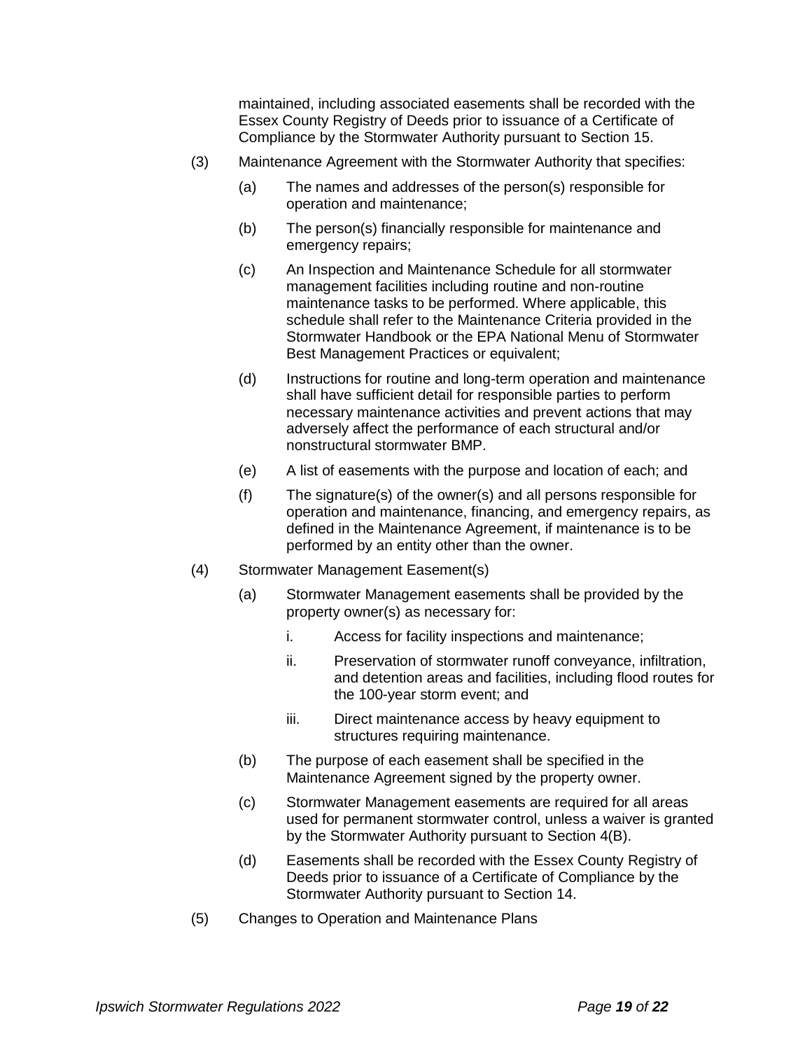maintained, including associated easements shall be recorded with the Essex County Registry of Deeds prior to issuance of a Certificate of Compliance by the Stormwater Authority pursuant to Section 15.

(3) Maintenance Agreement with the Stormwater Authority that specifies:

  (a) The names and addresses of the person(s) responsible for operation and maintenance;

  (b) The person(s) financially responsible for maintenance and emergency repairs;

  (c) An Inspection and Maintenance Schedule for all stormwater management facilities including routine and non-routine maintenance tasks to be performed. Where applicable, this schedule shall refer to the Maintenance Criteria provided in the Stormwater Handbook or the EPA National Menu of Stormwater Best Management Practices or equivalent;

  (d) Instructions for routine and long-term operation and maintenance shall have sufficient detail for responsible parties to perform necessary maintenance activities and prevent actions that may adversely affect the performance of each structural and/or nonstructural stormwater BMP.

  (e) A list of easements with the purpose and location of each; and

  (f) The signature(s) of the owner(s) and all persons responsible for operation and maintenance, financing, and emergency repairs, as defined in the Maintenance Agreement, if maintenance is to be performed by an entity other than the owner.

(4) Stormwater Management Easement(s)

  (a) Stormwater Management easements shall be provided by the property owner(s) as necessary for:

    i. Access for facility inspections and maintenance;

    ii. Preservation of stormwater runoff conveyance, infiltration, and detention areas and facilities, including flood routes for the 100-year storm event; and

    iii. Direct maintenance access by heavy equipment to structures requiring maintenance.

  (b) The purpose of each easement shall be specified in the Maintenance Agreement signed by the property owner.

  (c) Stormwater Management easements are required for all areas used for permanent stormwater control, unless a waiver is granted by the Stormwater Authority pursuant to Section 4(B).

  (d) Easements shall be recorded with the Essex County Registry of Deeds prior to issuance of a Certificate of Compliance by the Stormwater Authority pursuant to Section 14.

(5) Changes to Operation and Maintenance Plans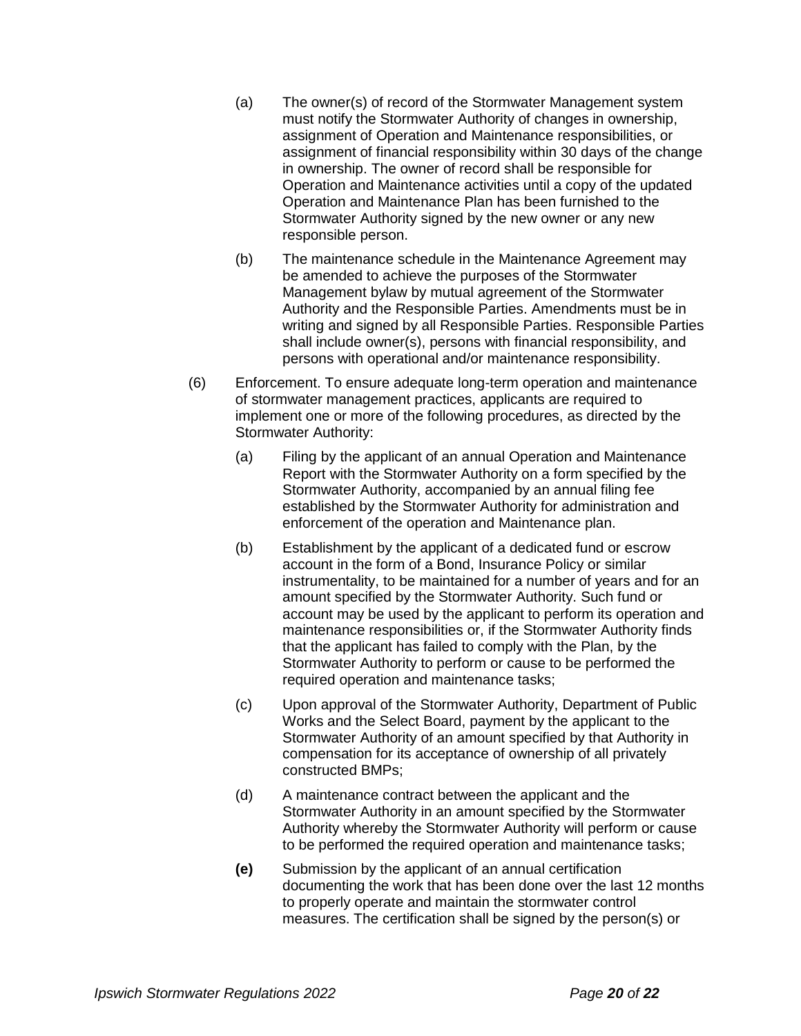(a) The owner(s) of record of the Stormwater Management system must notify the Stormwater Authority of changes in ownership, assignment of Operation and Maintenance responsibilities, or assignment of financial responsibility within 30 days of the change in ownership. The owner of record shall be responsible for Operation and Maintenance activities until a copy of the updated Operation and Maintenance Plan has been furnished to the Stormwater Authority signed by the new owner or any new responsible person.

(b) The maintenance schedule in the Maintenance Agreement may be amended to achieve the purposes of the Stormwater Management bylaw by mutual agreement of the Stormwater Authority and the Responsible Parties. Amendments must be in writing and signed by all Responsible Parties. Responsible Parties shall include owner(s), persons with financial responsibility, and persons with operational and/or maintenance responsibility.

(6) Enforcement. To ensure adequate long-term operation and maintenance of stormwater management practices, applicants are required to implement one or more of the following procedures, as directed by the Stormwater Authority:

(a) Filing by the applicant of an annual Operation and Maintenance Report with the Stormwater Authority on a form specified by the Stormwater Authority, accompanied by an annual filing fee established by the Stormwater Authority for administration and enforcement of the operation and Maintenance plan.

(b) Establishment by the applicant of a dedicated fund or escrow account in the form of a Bond, Insurance Policy or similar instrumentality, to be maintained for a number of years and for an amount specified by the Stormwater Authority. Such fund or account may be used by the applicant to perform its operation and maintenance responsibilities or, if the Stormwater Authority finds that the applicant has failed to comply with the Plan, by the Stormwater Authority to perform or cause to be performed the required operation and maintenance tasks;

(c) Upon approval of the Stormwater Authority, Department of Public Works and the Select Board, payment by the applicant to the Stormwater Authority of an amount specified by that Authority in compensation for its acceptance of ownership of all privately constructed BMPs;

(d) A maintenance contract between the applicant and the Stormwater Authority in an amount specified by the Stormwater Authority whereby the Stormwater Authority will perform or cause to be performed the required operation and maintenance tasks;

**(e)** Submission by the applicant of an annual certification documenting the work that has been done over the last 12 months to properly operate and maintain the stormwater control measures. The certification shall be signed by the person(s) or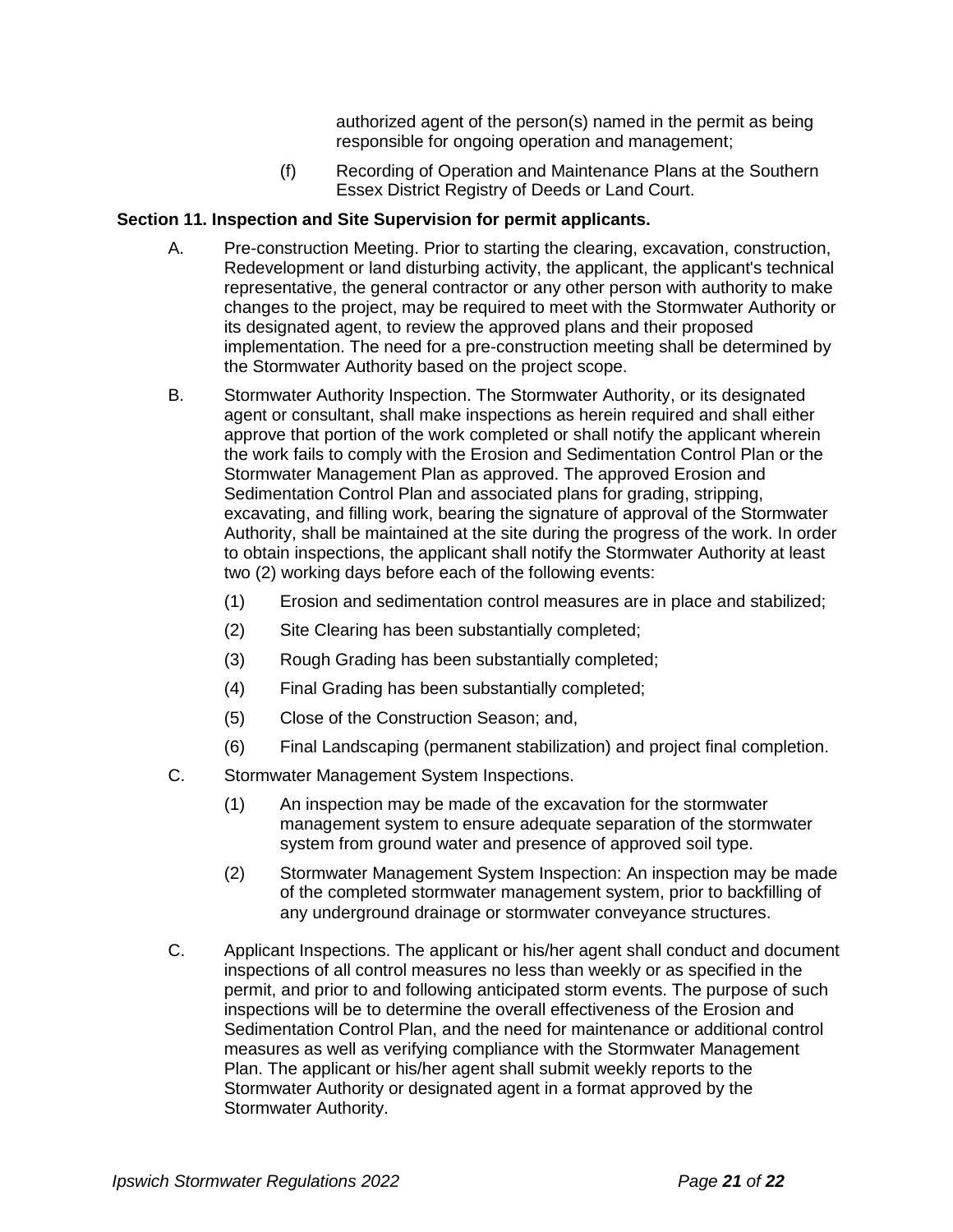authorized agent of the person(s) named in the permit as being responsible for ongoing operation and management;

(f) Recording of Operation and Maintenance Plans at the Southern Essex District Registry of Deeds or Land Court.

**Section 11. Inspection and Site Supervision for permit applicants.**

A. Pre-construction Meeting. Prior to starting the clearing, excavation, construction, Redevelopment or land disturbing activity, the applicant, the applicant's technical representative, the general contractor or any other person with authority to make changes to the project, may be required to meet with the Stormwater Authority or its designated agent, to review the approved plans and their proposed implementation. The need for a pre-construction meeting shall be determined by the Stormwater Authority based on the project scope.

B. Stormwater Authority Inspection. The Stormwater Authority, or its designated agent or consultant, shall make inspections as herein required and shall either approve that portion of the work completed or shall notify the applicant wherein the work fails to comply with the Erosion and Sedimentation Control Plan or the Stormwater Management Plan as approved. The approved Erosion and Sedimentation Control Plan and associated plans for grading, stripping, excavating, and filling work, bearing the signature of approval of the Stormwater Authority, shall be maintained at the site during the progress of the work. In order to obtain inspections, the applicant shall notify the Stormwater Authority at least two (2) working days before each of the following events:

(1) Erosion and sedimentation control measures are in place and stabilized;

(2) Site Clearing has been substantially completed;

(3) Rough Grading has been substantially completed;

(4) Final Grading has been substantially completed;

(5) Close of the Construction Season; and,

(6) Final Landscaping (permanent stabilization) and project final completion.

C. Stormwater Management System Inspections.

(1) An inspection may be made of the excavation for the stormwater management system to ensure adequate separation of the stormwater system from ground water and presence of approved soil type.

(2) Stormwater Management System Inspection: An inspection may be made of the completed stormwater management system, prior to backfilling of any underground drainage or stormwater conveyance structures.

C. Applicant Inspections. The applicant or his/her agent shall conduct and document inspections of all control measures no less than weekly or as specified in the permit, and prior to and following anticipated storm events. The purpose of such inspections will be to determine the overall effectiveness of the Erosion and Sedimentation Control Plan, and the need for maintenance or additional control measures as well as verifying compliance with the Stormwater Management Plan. The applicant or his/her agent shall submit weekly reports to the Stormwater Authority or designated agent in a format approved by the Stormwater Authority.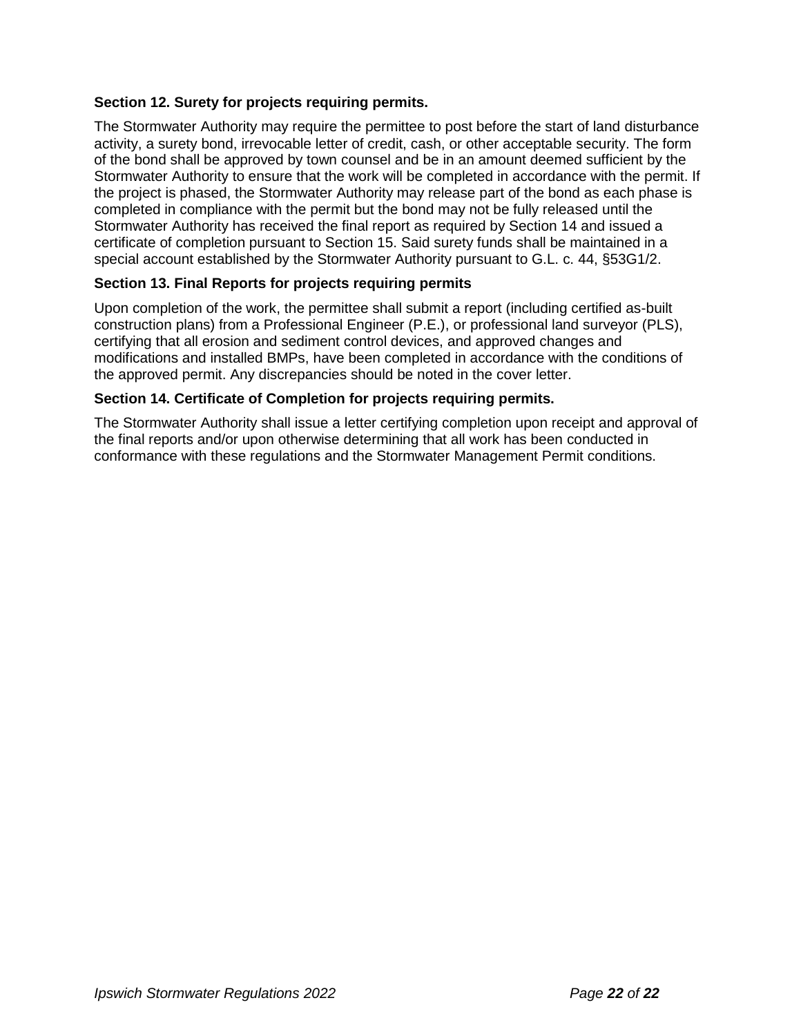### Section 12. Surety for projects requiring permits.

The Stormwater Authority may require the permittee to post before the start of land disturbance activity, a surety bond, irrevocable letter of credit, cash, or other acceptable security. The form of the bond shall be approved by town counsel and be in an amount deemed sufficient by the Stormwater Authority to ensure that the work will be completed in accordance with the permit. If the project is phased, the Stormwater Authority may release part of the bond as each phase is completed in compliance with the permit but the bond may not be fully released until the Stormwater Authority has received the final report as required by Section 14 and issued a certificate of completion pursuant to Section 15. Said surety funds shall be maintained in a special account established by the Stormwater Authority pursuant to G.L. c. 44, §53G1/2.

### Section 13. Final Reports for projects requiring permits

Upon completion of the work, the permittee shall submit a report (including certified as-built construction plans) from a Professional Engineer (P.E.), or professional land surveyor (PLS), certifying that all erosion and sediment control devices, and approved changes and modifications and installed BMPs, have been completed in accordance with the conditions of the approved permit. Any discrepancies should be noted in the cover letter.

### Section 14. Certificate of Completion for projects requiring permits.

The Stormwater Authority shall issue a letter certifying completion upon receipt and approval of the final reports and/or upon otherwise determining that all work has been conducted in conformance with these regulations and the Stormwater Management Permit conditions.